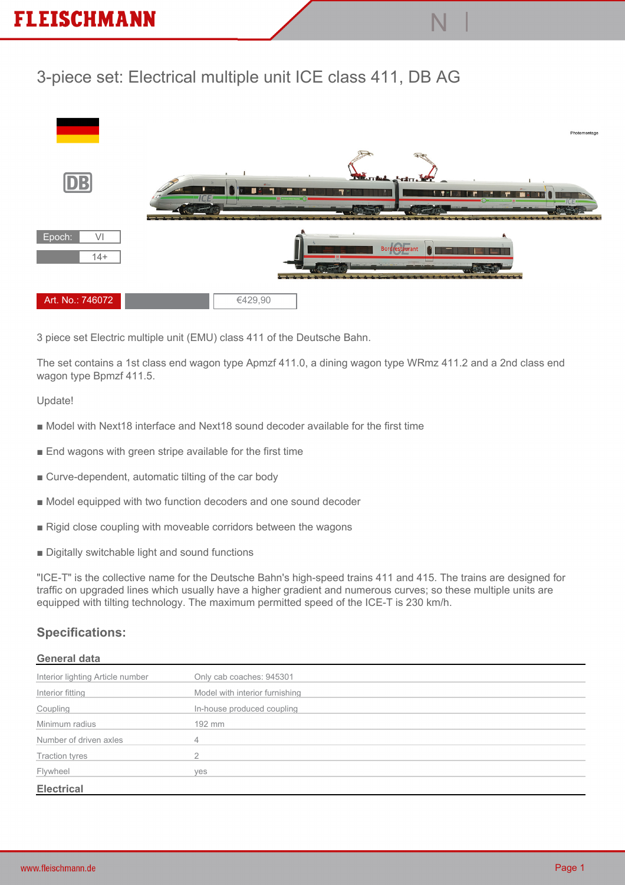# 3-piece set: Electrical multiple unit ICE class 411, DB AG

Epoch: VI

14+

Art. No.: 746072

€429,90

3 piece set Electric multiple unit (EMU) class 411 of the Deutsche Bahn.

The set contains a 1st class end wagon type Apmzf 411.0, a dining wagon type WRmz 411.2 and a 2nd class end wagon type Bpmzf 411.5.

Update!

- Model with Next18 interface and Next18 sound decoder available for the first time
- End wagons with green stripe available for the first time
- Curve-dependent, automatic tilting of the car body
- Model equipped with two function decoders and one sound decoder
- Rigid close coupling with moveable corridors between the wagons
- Digitally switchable light and sound functions

"ICE-T" is the collective name for the Deutsche Bahn's high-speed trains 411 and 415. The trains are designed for traffic on upgraded lines which usually have a higher gradient and numerous curves; so these multiple units are equipped with tilting technology. The maximum permitted speed of the ICE-T is 230 km/h.

## Specifications:

### General data

| | |
|---|---|
| Interior lighting Article number | Only cab coaches: 945301 |
| Interior fitting | Model with interior furnishing |
| Coupling | In-house produced coupling |
| Minimum radius | 192 mm |
| Number of driven axles | 4 |
| Traction tyres | 2 |
| Flywheel | yes |

### Electrical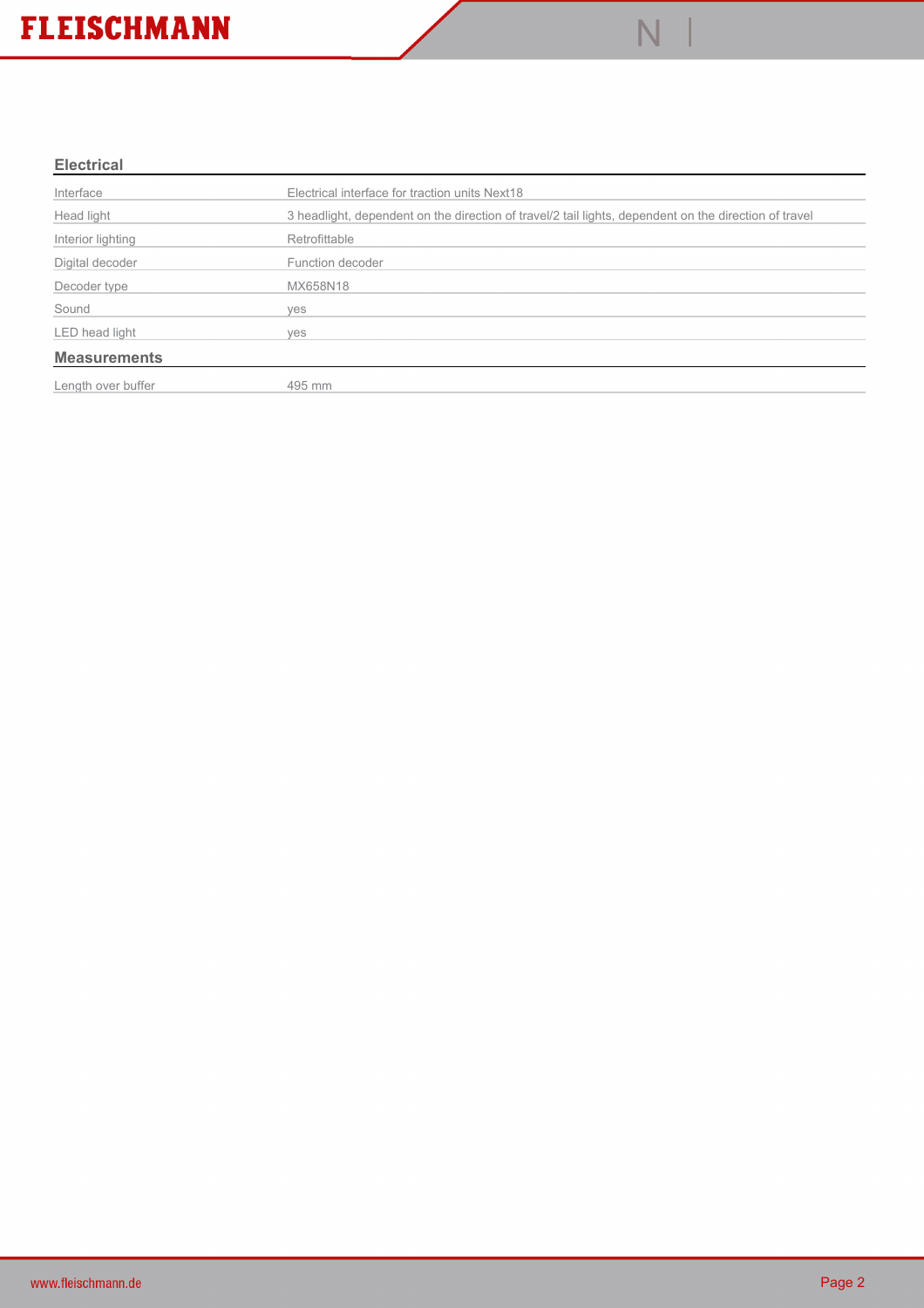## Electrical

| | |
|---|---|
| Interface | Electrical interface for traction units Next18 |
| Head light | 3 headlight, dependent on the direction of travel/2 tail lights, dependent on the direction of travel |
| Interior lighting | Retrofittable |
| Digital decoder | Function decoder |
| Decoder type | MX658N18 |
| Sound | yes |
| LED head light | yes |

## Measurements

| | |
|---|---|
| Length over buffer | 495 mm |